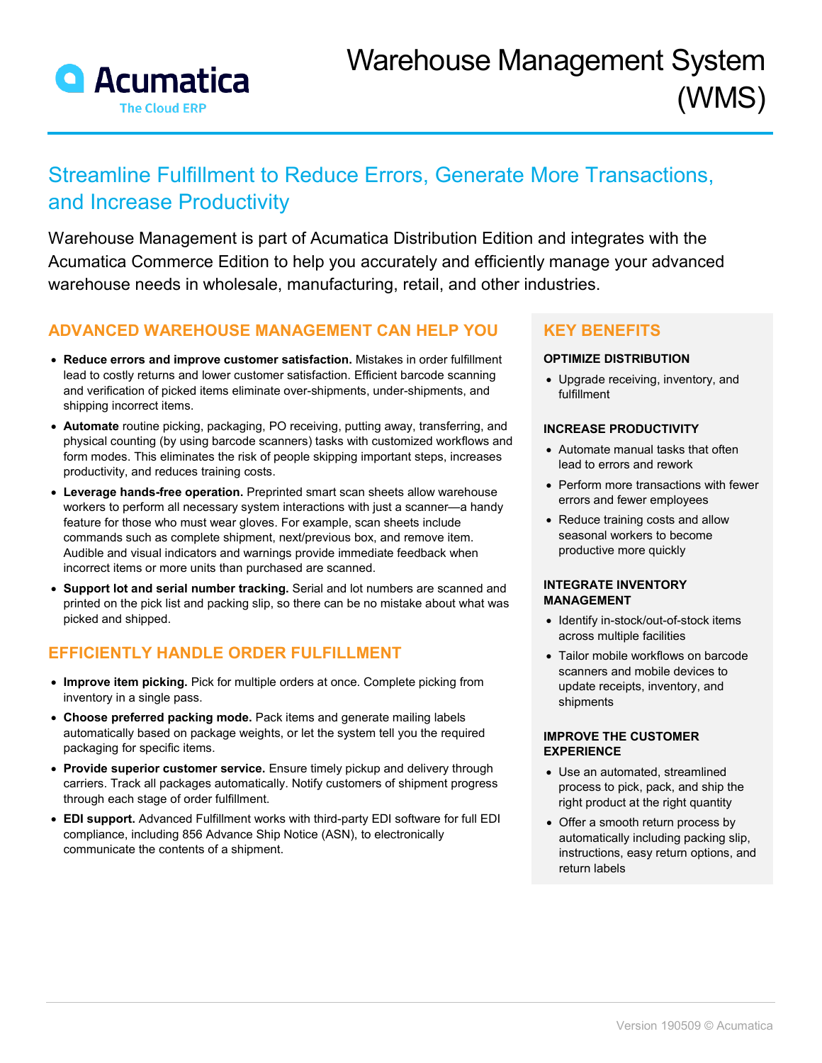# Warehouse Management System (WMS)

Acumatica
The Cloud ERP

## Streamline Fulfillment to Reduce Errors, Generate More Transactions, and Increase Productivity

Warehouse Management is part of Acumatica Distribution Edition and integrates with the Acumatica Commerce Edition to help you accurately and efficiently manage your advanced warehouse needs in wholesale, manufacturing, retail, and other industries.

### ADVANCED WAREHOUSE MANAGEMENT CAN HELP YOU

- **Reduce errors and improve customer satisfaction.** Mistakes in order fulfillment lead to costly returns and lower customer satisfaction. Efficient barcode scanning and verification of picked items eliminate over-shipments, under-shipments, and shipping incorrect items.
- **Automate** routine picking, packaging, PO receiving, putting away, transferring, and physical counting (by using barcode scanners) tasks with customized workflows and form modes. This eliminates the risk of people skipping important steps, increases productivity, and reduces training costs.
- **Leverage hands-free operation.** Preprinted smart scan sheets allow warehouse workers to perform all necessary system interactions with just a scanner—a handy feature for those who must wear gloves. For example, scan sheets include commands such as complete shipment, next/previous box, and remove item. Audible and visual indicators and warnings provide immediate feedback when incorrect items or more units than purchased are scanned.
- **Support lot and serial number tracking.** Serial and lot numbers are scanned and printed on the pick list and packing slip, so there can be no mistake about what was picked and shipped.

### EFFICIENTLY HANDLE ORDER FULFILLMENT

- **Improve item picking.** Pick for multiple orders at once. Complete picking from inventory in a single pass.
- **Choose preferred packing mode.** Pack items and generate mailing labels automatically based on package weights, or let the system tell you the required packaging for specific items.
- **Provide superior customer service.** Ensure timely pickup and delivery through carriers. Track all packages automatically. Notify customers of shipment progress through each stage of order fulfillment.
- **EDI support.** Advanced Fulfillment works with third-party EDI software for full EDI compliance, including 856 Advance Ship Notice (ASN), to electronically communicate the contents of a shipment.

### KEY BENEFITS

#### OPTIMIZE DISTRIBUTION

- Upgrade receiving, inventory, and fulfillment

#### INCREASE PRODUCTIVITY

- Automate manual tasks that often lead to errors and rework
- Perform more transactions with fewer errors and fewer employees
- Reduce training costs and allow seasonal workers to become productive more quickly

#### INTEGRATE INVENTORY MANAGEMENT

- Identify in-stock/out-of-stock items across multiple facilities
- Tailor mobile workflows on barcode scanners and mobile devices to update receipts, inventory, and shipments

#### IMPROVE THE CUSTOMER EXPERIENCE

- Use an automated, streamlined process to pick, pack, and ship the right product at the right quantity
- Offer a smooth return process by automatically including packing slip, instructions, easy return options, and return labels

Version 190509 © Acumatica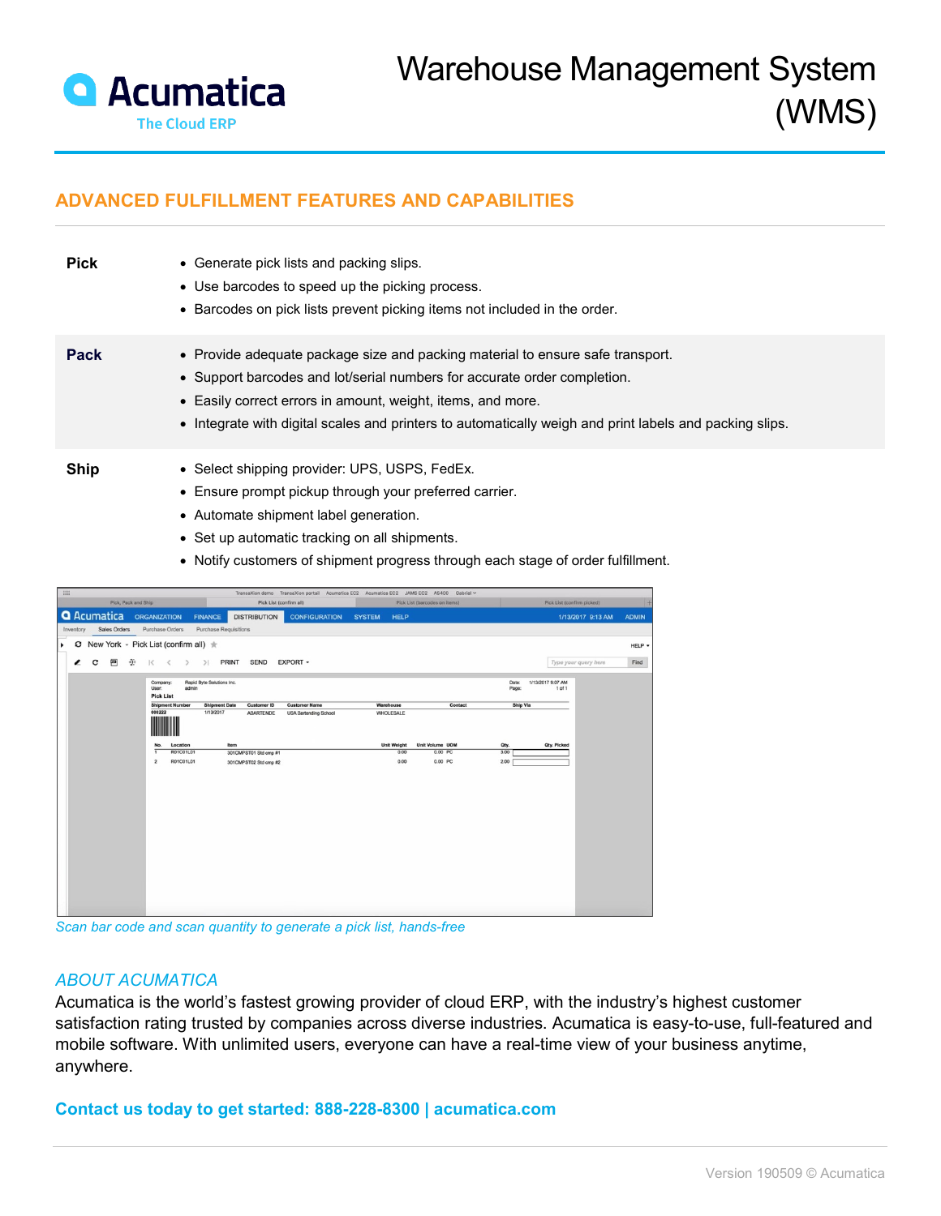# Warehouse Management System (WMS)

## ADVANCED FULFILLMENT FEATURES AND CAPABILITIES

**Pick**

- Generate pick lists and packing slips.
- Use barcodes to speed up the picking process.
- Barcodes on pick lists prevent picking items not included in the order.

**Pack**

- Provide adequate package size and packing material to ensure safe transport.
- Support barcodes and lot/serial numbers for accurate order completion.
- Easily correct errors in amount, weight, items, and more.
- Integrate with digital scales and printers to automatically weigh and print labels and packing slips.

**Ship**

- Select shipping provider: UPS, USPS, FedEx.
- Ensure prompt pickup through your preferred carrier.
- Automate shipment label generation.
- Set up automatic tracking on all shipments.
- Notify customers of shipment progress through each stage of order fulfillment.

*Scan bar code and scan quantity to generate a pick list, hands-free*

### *ABOUT ACUMATICA*

Acumatica is the world's fastest growing provider of cloud ERP, with the industry's highest customer satisfaction rating trusted by companies across diverse industries. Acumatica is easy-to-use, full-featured and mobile software. With unlimited users, everyone can have a real-time view of your business anytime, anywhere.

**Contact us today to get started: 888-228-8300 | acumatica.com**

Version 190509 © Acumatica